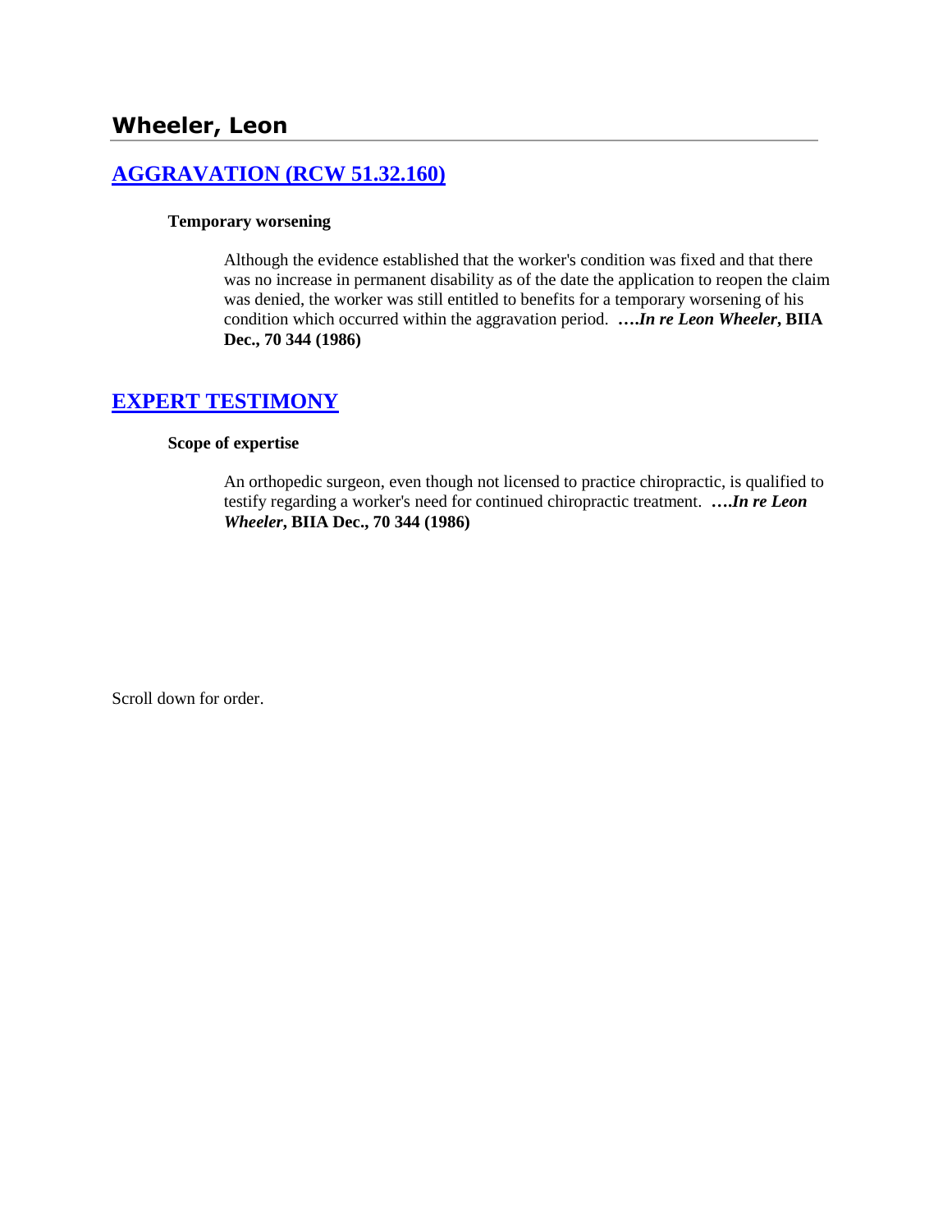## Wheeler, Leon

### AGGRAVATION (RCW 51.32.160)

**Temporary worsening**

Although the evidence established that the worker's condition was fixed and that there was no increase in permanent disability as of the date the application to reopen the claim was denied, the worker was still entitled to benefits for a temporary worsening of his condition which occurred within the aggravation period. ***….In re Leon Wheeler*, BIIA Dec., 70 344 (1986)**

### EXPERT TESTIMONY

**Scope of expertise**

An orthopedic surgeon, even though not licensed to practice chiropractic, is qualified to testify regarding a worker's need for continued chiropractic treatment. ***….In re Leon Wheeler*, BIIA Dec., 70 344 (1986)**

Scroll down for order.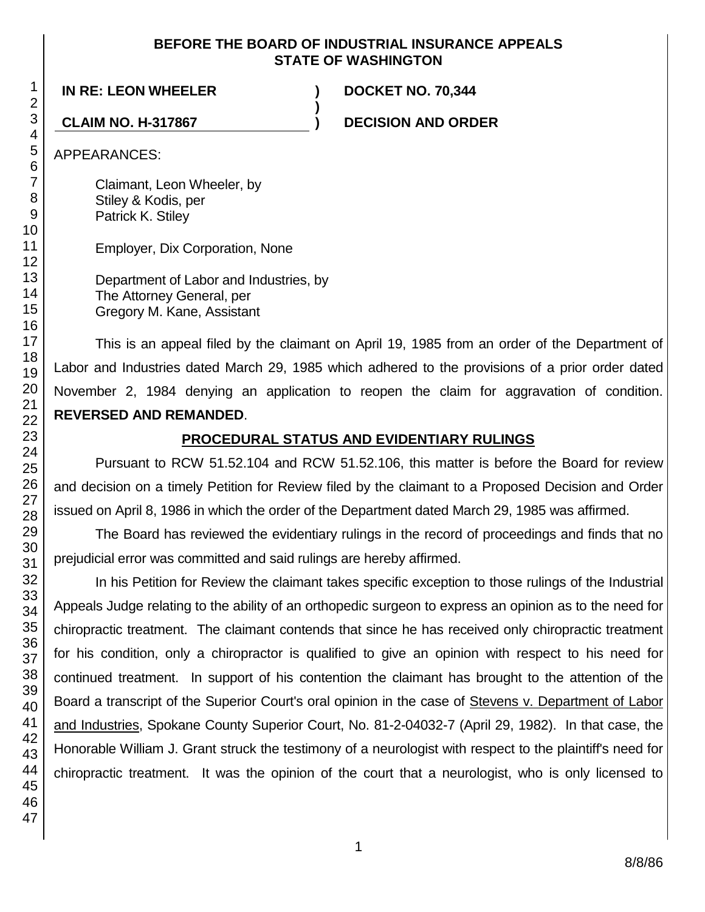**BEFORE THE BOARD OF INDUSTRIAL INSURANCE APPEALS**
**STATE OF WASHINGTON**

**IN RE: LEON WHEELER** ) **DOCKET NO. 70,344**
)
**CLAIM NO. H-317867** ) **DECISION AND ORDER**

APPEARANCES:

Claimant, Leon Wheeler, by
Stiley & Kodis, per
Patrick K. Stiley

Employer, Dix Corporation, None

Department of Labor and Industries, by
The Attorney General, per
Gregory M. Kane, Assistant

This is an appeal filed by the claimant on April 19, 1985 from an order of the Department of Labor and Industries dated March 29, 1985 which adhered to the provisions of a prior order dated November 2, 1984 denying an application to reopen the claim for aggravation of condition. **REVERSED AND REMANDED**.

## PROCEDURAL STATUS AND EVIDENTIARY RULINGS

Pursuant to RCW 51.52.104 and RCW 51.52.106, this matter is before the Board for review and decision on a timely Petition for Review filed by the claimant to a Proposed Decision and Order issued on April 8, 1986 in which the order of the Department dated March 29, 1985 was affirmed.

The Board has reviewed the evidentiary rulings in the record of proceedings and finds that no prejudicial error was committed and said rulings are hereby affirmed.

In his Petition for Review the claimant takes specific exception to those rulings of the Industrial Appeals Judge relating to the ability of an orthopedic surgeon to express an opinion as to the need for chiropractic treatment. The claimant contends that since he has received only chiropractic treatment for his condition, only a chiropractor is qualified to give an opinion with respect to his need for continued treatment. In support of his contention the claimant has brought to the attention of the Board a transcript of the Superior Court's oral opinion in the case of Stevens v. Department of Labor and Industries, Spokane County Superior Court, No. 81-2-04032-7 (April 29, 1982). In that case, the Honorable William J. Grant struck the testimony of a neurologist with respect to the plaintiff's need for chiropractic treatment. It was the opinion of the court that a neurologist, who is only licensed to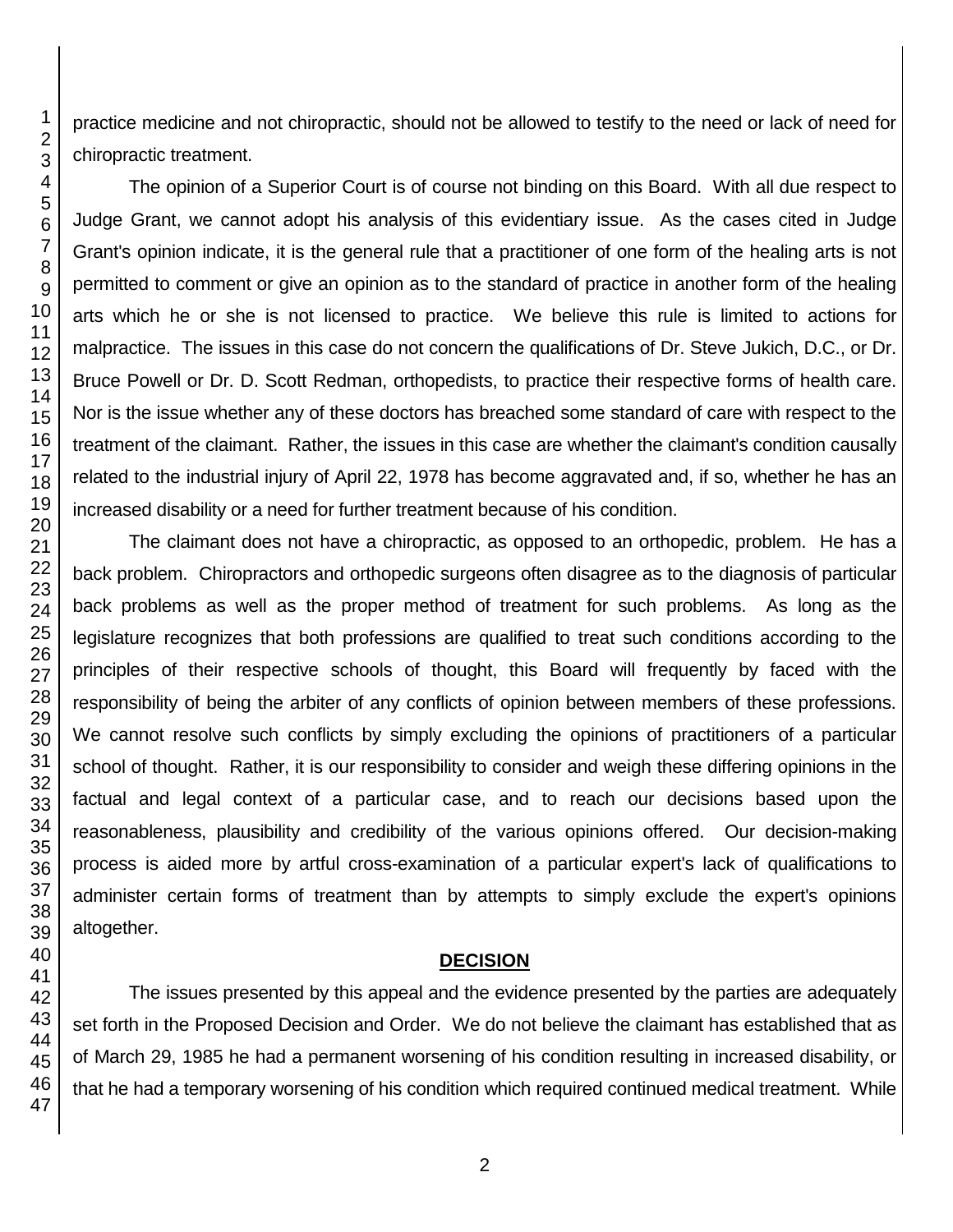practice medicine and not chiropractic, should not be allowed to testify to the need or lack of need for chiropractic treatment.

The opinion of a Superior Court is of course not binding on this Board. With all due respect to Judge Grant, we cannot adopt his analysis of this evidentiary issue. As the cases cited in Judge Grant's opinion indicate, it is the general rule that a practitioner of one form of the healing arts is not permitted to comment or give an opinion as to the standard of practice in another form of the healing arts which he or she is not licensed to practice. We believe this rule is limited to actions for malpractice. The issues in this case do not concern the qualifications of Dr. Steve Jukich, D.C., or Dr. Bruce Powell or Dr. D. Scott Redman, orthopedists, to practice their respective forms of health care. Nor is the issue whether any of these doctors has breached some standard of care with respect to the treatment of the claimant. Rather, the issues in this case are whether the claimant's condition causally related to the industrial injury of April 22, 1978 has become aggravated and, if so, whether he has an increased disability or a need for further treatment because of his condition.

The claimant does not have a chiropractic, as opposed to an orthopedic, problem. He has a back problem. Chiropractors and orthopedic surgeons often disagree as to the diagnosis of particular back problems as well as the proper method of treatment for such problems. As long as the legislature recognizes that both professions are qualified to treat such conditions according to the principles of their respective schools of thought, this Board will frequently by faced with the responsibility of being the arbiter of any conflicts of opinion between members of these professions. We cannot resolve such conflicts by simply excluding the opinions of practitioners of a particular school of thought. Rather, it is our responsibility to consider and weigh these differing opinions in the factual and legal context of a particular case, and to reach our decisions based upon the reasonableness, plausibility and credibility of the various opinions offered. Our decision-making process is aided more by artful cross-examination of a particular expert's lack of qualifications to administer certain forms of treatment than by attempts to simply exclude the expert's opinions altogether.

## DECISION

The issues presented by this appeal and the evidence presented by the parties are adequately set forth in the Proposed Decision and Order. We do not believe the claimant has established that as of March 29, 1985 he had a permanent worsening of his condition resulting in increased disability, or that he had a temporary worsening of his condition which required continued medical treatment. While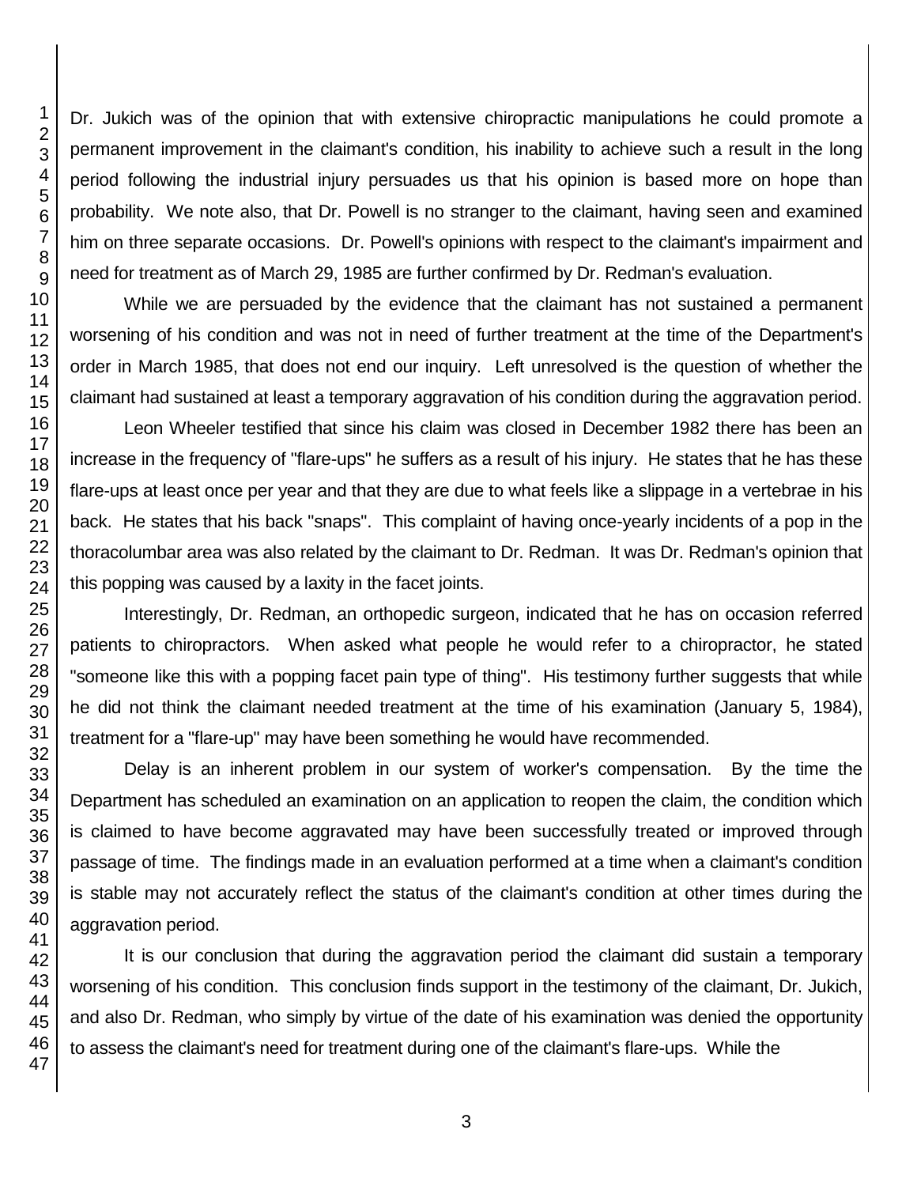Dr. Jukich was of the opinion that with extensive chiropractic manipulations he could promote a permanent improvement in the claimant's condition, his inability to achieve such a result in the long period following the industrial injury persuades us that his opinion is based more on hope than probability. We note also, that Dr. Powell is no stranger to the claimant, having seen and examined him on three separate occasions. Dr. Powell's opinions with respect to the claimant's impairment and need for treatment as of March 29, 1985 are further confirmed by Dr. Redman's evaluation.

While we are persuaded by the evidence that the claimant has not sustained a permanent worsening of his condition and was not in need of further treatment at the time of the Department's order in March 1985, that does not end our inquiry. Left unresolved is the question of whether the claimant had sustained at least a temporary aggravation of his condition during the aggravation period.

Leon Wheeler testified that since his claim was closed in December 1982 there has been an increase in the frequency of "flare-ups" he suffers as a result of his injury. He states that he has these flare-ups at least once per year and that they are due to what feels like a slippage in a vertebrae in his back. He states that his back "snaps". This complaint of having once-yearly incidents of a pop in the thoracolumbar area was also related by the claimant to Dr. Redman. It was Dr. Redman's opinion that this popping was caused by a laxity in the facet joints.

Interestingly, Dr. Redman, an orthopedic surgeon, indicated that he has on occasion referred patients to chiropractors. When asked what people he would refer to a chiropractor, he stated "someone like this with a popping facet pain type of thing". His testimony further suggests that while he did not think the claimant needed treatment at the time of his examination (January 5, 1984), treatment for a "flare-up" may have been something he would have recommended.

Delay is an inherent problem in our system of worker's compensation. By the time the Department has scheduled an examination on an application to reopen the claim, the condition which is claimed to have become aggravated may have been successfully treated or improved through passage of time. The findings made in an evaluation performed at a time when a claimant's condition is stable may not accurately reflect the status of the claimant's condition at other times during the aggravation period.

It is our conclusion that during the aggravation period the claimant did sustain a temporary worsening of his condition. This conclusion finds support in the testimony of the claimant, Dr. Jukich, and also Dr. Redman, who simply by virtue of the date of his examination was denied the opportunity to assess the claimant's need for treatment during one of the claimant's flare-ups. While the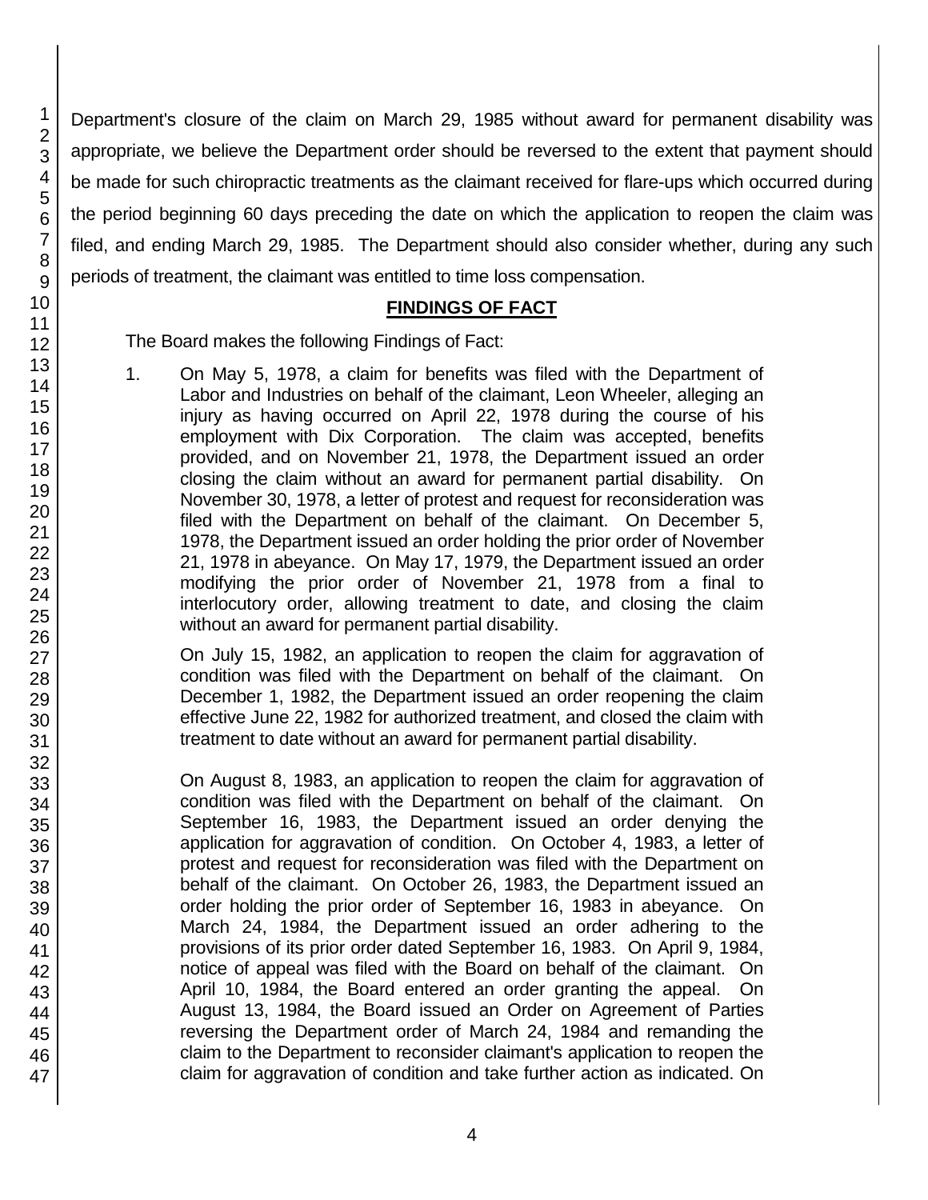Department's closure of the claim on March 29, 1985 without award for permanent disability was appropriate, we believe the Department order should be reversed to the extent that payment should be made for such chiropractic treatments as the claimant received for flare-ups which occurred during the period beginning 60 days preceding the date on which the application to reopen the claim was filed, and ending March 29, 1985. The Department should also consider whether, during any such periods of treatment, the claimant was entitled to time loss compensation.

## FINDINGS OF FACT

The Board makes the following Findings of Fact:

1. On May 5, 1978, a claim for benefits was filed with the Department of Labor and Industries on behalf of the claimant, Leon Wheeler, alleging an injury as having occurred on April 22, 1978 during the course of his employment with Dix Corporation. The claim was accepted, benefits provided, and on November 21, 1978, the Department issued an order closing the claim without an award for permanent partial disability. On November 30, 1978, a letter of protest and request for reconsideration was filed with the Department on behalf of the claimant. On December 5, 1978, the Department issued an order holding the prior order of November 21, 1978 in abeyance. On May 17, 1979, the Department issued an order modifying the prior order of November 21, 1978 from a final to interlocutory order, allowing treatment to date, and closing the claim without an award for permanent partial disability.

   On July 15, 1982, an application to reopen the claim for aggravation of condition was filed with the Department on behalf of the claimant. On December 1, 1982, the Department issued an order reopening the claim effective June 22, 1982 for authorized treatment, and closed the claim with treatment to date without an award for permanent partial disability.

   On August 8, 1983, an application to reopen the claim for aggravation of condition was filed with the Department on behalf of the claimant. On September 16, 1983, the Department issued an order denying the application for aggravation of condition. On October 4, 1983, a letter of protest and request for reconsideration was filed with the Department on behalf of the claimant. On October 26, 1983, the Department issued an order holding the prior order of September 16, 1983 in abeyance. On March 24, 1984, the Department issued an order adhering to the provisions of its prior order dated September 16, 1983. On April 9, 1984, notice of appeal was filed with the Board on behalf of the claimant. On April 10, 1984, the Board entered an order granting the appeal. On August 13, 1984, the Board issued an Order on Agreement of Parties reversing the Department order of March 24, 1984 and remanding the claim to the Department to reconsider claimant's application to reopen the claim for aggravation of condition and take further action as indicated. On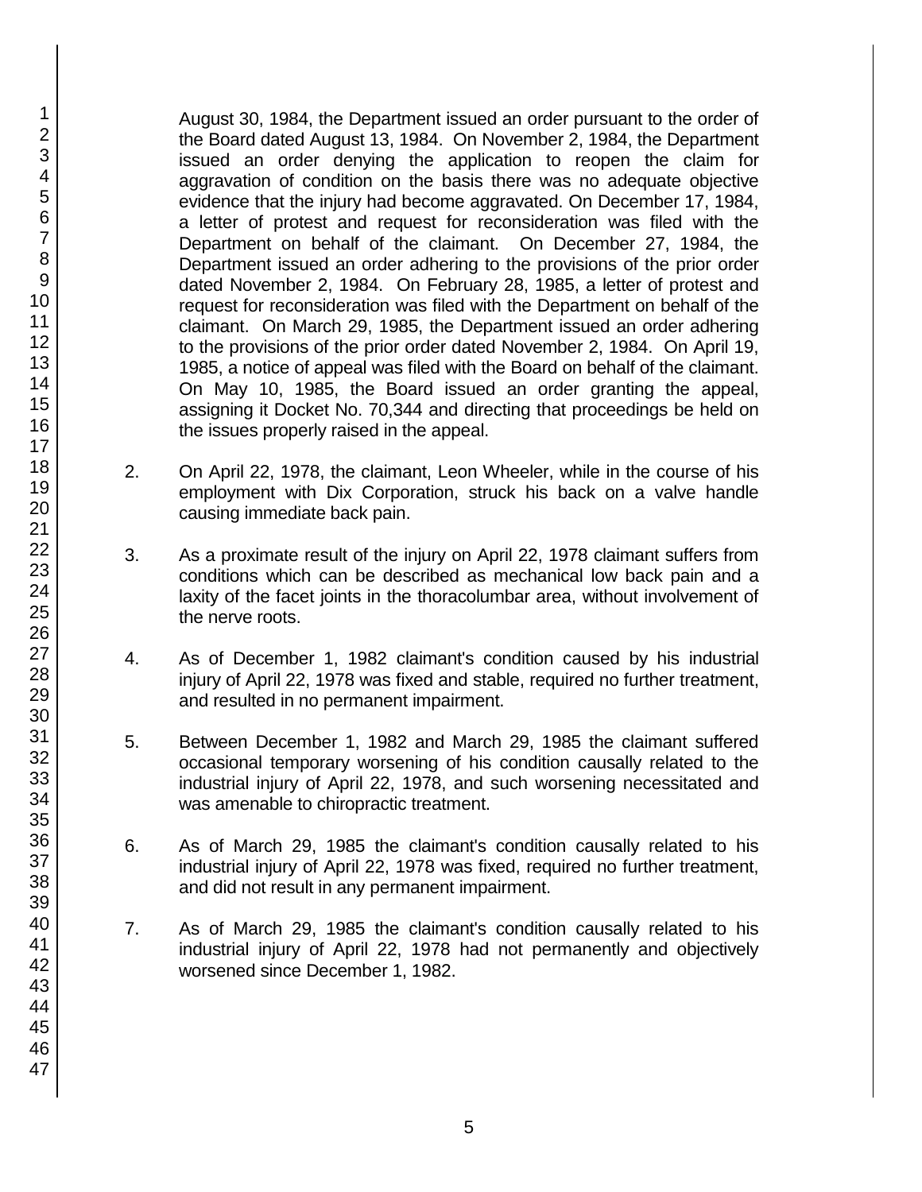August 30, 1984, the Department issued an order pursuant to the order of the Board dated August 13, 1984. On November 2, 1984, the Department issued an order denying the application to reopen the claim for aggravation of condition on the basis there was no adequate objective evidence that the injury had become aggravated. On December 17, 1984, a letter of protest and request for reconsideration was filed with the Department on behalf of the claimant. On December 27, 1984, the Department issued an order adhering to the provisions of the prior order dated November 2, 1984. On February 28, 1985, a letter of protest and request for reconsideration was filed with the Department on behalf of the claimant. On March 29, 1985, the Department issued an order adhering to the provisions of the prior order dated November 2, 1984. On April 19, 1985, a notice of appeal was filed with the Board on behalf of the claimant. On May 10, 1985, the Board issued an order granting the appeal, assigning it Docket No. 70,344 and directing that proceedings be held on the issues properly raised in the appeal.

2. On April 22, 1978, the claimant, Leon Wheeler, while in the course of his employment with Dix Corporation, struck his back on a valve handle causing immediate back pain.

3. As a proximate result of the injury on April 22, 1978 claimant suffers from conditions which can be described as mechanical low back pain and a laxity of the facet joints in the thoracolumbar area, without involvement of the nerve roots.

4. As of December 1, 1982 claimant's condition caused by his industrial injury of April 22, 1978 was fixed and stable, required no further treatment, and resulted in no permanent impairment.

5. Between December 1, 1982 and March 29, 1985 the claimant suffered occasional temporary worsening of his condition causally related to the industrial injury of April 22, 1978, and such worsening necessitated and was amenable to chiropractic treatment.

6. As of March 29, 1985 the claimant's condition causally related to his industrial injury of April 22, 1978 was fixed, required no further treatment, and did not result in any permanent impairment.

7. As of March 29, 1985 the claimant's condition causally related to his industrial injury of April 22, 1978 had not permanently and objectively worsened since December 1, 1982.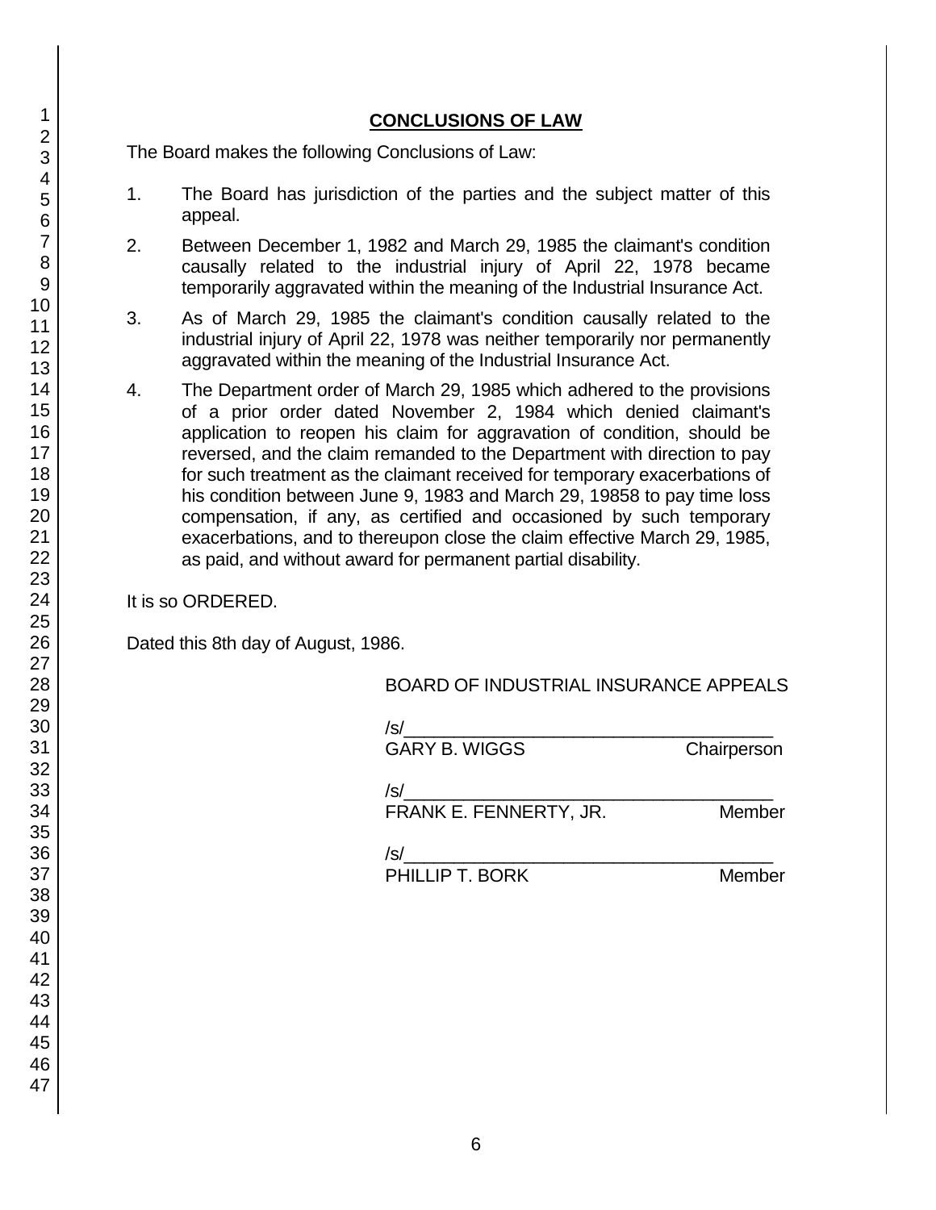## CONCLUSIONS OF LAW

The Board makes the following Conclusions of Law:

1. The Board has jurisdiction of the parties and the subject matter of this appeal.

2. Between December 1, 1982 and March 29, 1985 the claimant's condition causally related to the industrial injury of April 22, 1978 became temporarily aggravated within the meaning of the Industrial Insurance Act.

3. As of March 29, 1985 the claimant's condition causally related to the industrial injury of April 22, 1978 was neither temporarily nor permanently aggravated within the meaning of the Industrial Insurance Act.

4. The Department order of March 29, 1985 which adhered to the provisions of a prior order dated November 2, 1984 which denied claimant's application to reopen his claim for aggravation of condition, should be reversed, and the claim remanded to the Department with direction to pay for such treatment as the claimant received for temporary exacerbations of his condition between June 9, 1983 and March 29, 19858 to pay time loss compensation, if any, as certified and occasioned by such temporary exacerbations, and to thereupon close the claim effective March 29, 1985, as paid, and without award for permanent partial disability.

It is so ORDERED.

Dated this 8th day of August, 1986.

BOARD OF INDUSTRIAL INSURANCE APPEALS

/s/
GARY B. WIGGS Chairperson

/s/
FRANK E. FENNERTY, JR. Member

/s/
PHILLIP T. BORK Member